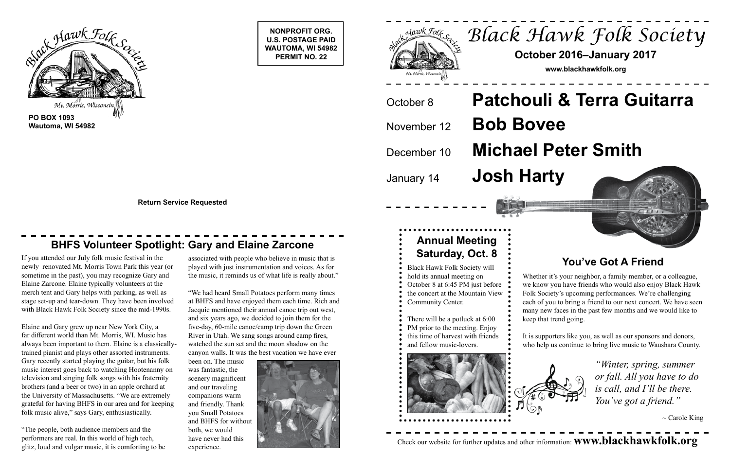Black Hawk Folk Society
Mt. Morris, Wisconsin

**PO BOX 1093**
**Wautoma, WI 54982**

**NONPROFIT ORG.**
**U.S. POSTAGE PAID**
**WAUTOMA, WI 54982**
**PERMIT NO. 22**

**Return Service Requested**

## BHFS Volunteer Spotlight: Gary and Elaine Zarcone

If you attended our July folk music festival in the newly renovated Mt. Morris Town Park this year (or sometime in the past), you may recognize Gary and Elaine Zarcone. Elaine typically volunteers at the merch tent and Gary helps with parking, as well as stage set-up and tear-down. They have been involved with Black Hawk Folk Society since the mid-1990s.

Elaine and Gary grew up near New York City, a far different world than Mt. Morris, WI. Music has always been important to them. Elaine is a classically-trained pianist and plays other assorted instruments. Gary recently started playing the guitar, but his folk music interest goes back to watching Hootenanny on television and singing folk songs with his fraternity brothers (and a beer or two) in an apple orchard at the University of Massachusetts. "We are extremely grateful for having BHFS in our area and for keeping folk music alive," says Gary, enthusiastically.

"The people, both audience members and the performers are real. In this world of high tech, glitz, loud and vulgar music, it is comforting to be associated with people who believe in music that is played with just instrumentation and voices. As for the music, it reminds us of what life is really about."

"We had heard Small Potatoes perform many times at BHFS and have enjoyed them each time. Rich and Jacquie mentioned their annual canoe trip out west, and six years ago, we decided to join them for the five-day, 60-mile canoe/camp trip down the Green River in Utah. We sang songs around camp fires, watched the sun set and the moon shadow on the canyon walls. It was the best vacation we have ever been on. The music was fantastic, the scenery magnificent and our traveling companions warm and friendly. Thank you Small Potatoes and BHFS for without both, we would have never had this experience.

# Black Hawk Folk Society

**October 2016–January 2017**

**www.blackhawkfolk.org**

| | |
|---|---|
| October 8 | **Patchouli & Terra Guitarra** |
| November 12 | **Bob Bovee** |
| December 10 | **Michael Peter Smith** |
| January 14 | **Josh Harty** |

## Annual Meeting Saturday, Oct. 8

Black Hawk Folk Society will hold its annual meeting on October 8 at 6:45 PM just before the concert at the Mountain View Community Center.

There will be a potluck at 6:00 PM prior to the meeting. Enjoy this time of harvest with friends and fellow music-lovers.

## You've Got A Friend

Whether it's your neighbor, a family member, or a colleague, we know you have friends who would also enjoy Black Hawk Folk Society's upcoming performances. We're challenging each of you to bring a friend to our next concert. We have seen many new faces in the past few months and we would like to keep that trend going.

It is supporters like you, as well as our sponsors and donors, who help us continue to bring live music to Waushara County.

*"Winter, spring, summer or fall. All you have to do is call, and I'll be there. You've got a friend."*

~ Carole King

Check our website for further updates and other information: **www.blackhawkfolk.org**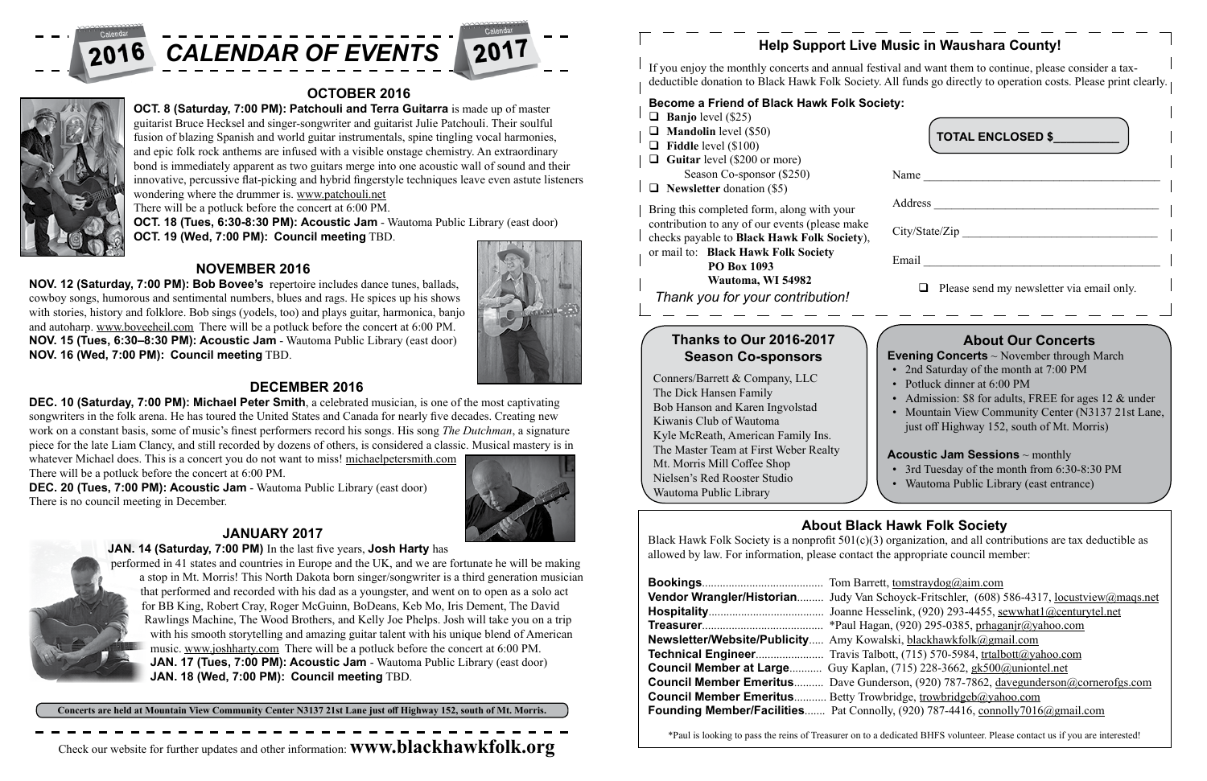# 2016 CALENDAR OF EVENTS 2017

## OCTOBER 2016

**OCT. 8 (Saturday, 7:00 PM): Patchouli and Terra Guitarra** is made up of master guitarist Bruce Hecksel and singer-songwriter and guitarist Julie Patchouli. Their soulful fusion of blazing Spanish and world guitar instrumentals, spine tingling vocal harmonies, and epic folk rock anthems are infused with a visible onstage chemistry. An extraordinary bond is immediately apparent as two guitars merge into one acoustic wall of sound and their innovative, percussive flat-picking and hybrid fingerstyle techniques leave even astute listeners wondering where the drummer is. www.patchouli.net
There will be a potluck before the concert at 6:00 PM.
**OCT. 18 (Tues, 6:30-8:30 PM): Acoustic Jam** - Wautoma Public Library (east door)
**OCT. 19 (Wed, 7:00 PM): Council meeting** TBD.

## NOVEMBER 2016

**NOV. 12 (Saturday, 7:00 PM): Bob Bovee's** repertoire includes dance tunes, ballads, cowboy songs, humorous and sentimental numbers, blues and rags. He spices up his shows with stories, history and folklore. Bob sings (yodels, too) and plays guitar, harmonica, banjo and autoharp. www.boveeheil.com There will be a potluck before the concert at 6:00 PM.
**NOV. 15 (Tues, 6:30–8:30 PM): Acoustic Jam** - Wautoma Public Library (east door)
**NOV. 16 (Wed, 7:00 PM): Council meeting** TBD.

## DECEMBER 2016

**DEC. 10 (Saturday, 7:00 PM): Michael Peter Smith**, a celebrated musician, is one of the most captivating songwriters in the folk arena. He has toured the United States and Canada for nearly five decades. Creating new work on a constant basis, some of music's finest performers record his songs. His song *The Dutchman*, a signature piece for the late Liam Clancy, and still recorded by dozens of others, is considered a classic. Musical mastery is in whatever Michael does. This is a concert you do not want to miss! michaelpetersmith.com
There will be a potluck before the concert at 6:00 PM.
**DEC. 20 (Tues, 7:00 PM): Acoustic Jam** - Wautoma Public Library (east door)
There is no council meeting in December.

## JANUARY 2017

**JAN. 14 (Saturday, 7:00 PM)** In the last five years, **Josh Harty** has performed in 41 states and countries in Europe and the UK, and we are fortunate he will be making a stop in Mt. Morris! This North Dakota born singer/songwriter is a third generation musician that performed and recorded with his dad as a youngster, and went on to open as a solo act for BB King, Robert Cray, Roger McGuinn, BoDeans, Keb Mo, Iris Dement, The David Rawlings Machine, The Wood Brothers, and Kelly Joe Phelps. Josh will take you on a trip with his smooth storytelling and amazing guitar talent with his unique blend of American music. www.joshharty.com There will be a potluck before the concert at 6:00 PM.
**JAN. 17 (Tues, 7:00 PM): Acoustic Jam** - Wautoma Public Library (east door)
**JAN. 18 (Wed, 7:00 PM): Council meeting** TBD.

**Concerts are held at Mountain View Community Center N3137 21st Lane just off Highway 152, south of Mt. Morris.**

Check our website for further updates and other information: **www.blackhawkfolk.org**

## Help Support Live Music in Waushara County!

If you enjoy the monthly concerts and annual festival and want them to continue, please consider a tax-deductible donation to Black Hawk Folk Society. All funds go directly to operation costs. Please print clearly.

**Become a Friend of Black Hawk Folk Society:**

- ❑ **Banjo** level ($25)
- ❑ **Mandolin** level ($50)
- ❑ **Fiddle** level ($100)
- ❑ **Guitar** level ($200 or more)
  Season Co-sponsor ($250)
- ❑ **Newsletter** donation ($5)

**TOTAL ENCLOSED $__________**

Name ______________________________

Address ______________________________

City/State/Zip ______________________________

Email ______________________________

❑ Please send my newsletter via email only.

Bring this completed form, along with your contribution to any of our events (please make checks payable to **Black Hawk Folk Society**), or mail to: **Black Hawk Folk Society**
**PO Box 1093**
**Wautoma, WI 54982**

*Thank you for your contribution!*

## Thanks to Our 2016-2017 Season Co-sponsors

Conners/Barrett & Company, LLC
The Dick Hansen Family
Bob Hanson and Karen Ingvolstad
Kiwanis Club of Wautoma
Kyle McReath, American Family Ins.
The Master Team at First Weber Realty
Mt. Morris Mill Coffee Shop
Nielsen's Red Rooster Studio
Wautoma Public Library

## About Our Concerts

**Evening Concerts** ~ November through March
- 2nd Saturday of the month at 7:00 PM
- Potluck dinner at 6:00 PM
- Admission: $8 for adults, FREE for ages 12 & under
- Mountain View Community Center (N3137 21st Lane, just off Highway 152, south of Mt. Morris)

**Acoustic Jam Sessions** ~ monthly
- 3rd Tuesday of the month from 6:30-8:30 PM
- Wautoma Public Library (east entrance)

## About Black Hawk Folk Society

Black Hawk Folk Society is a nonprofit 501(c)(3) organization, and all contributions are tax deductible as allowed by law. For information, please contact the appropriate council member:

**Bookings**......... Tom Barrett, tomstraydog@aim.com
**Vendor Wrangler/Historian**......... Judy Van Schoyck-Fritschler, (608) 586-4317, locustview@maqs.net
**Hospitality**......... Joanne Hesselink, (920) 293-4455, sewwhat1@centurytel.net
**Treasurer**......... *Paul Hagan, (920) 295-0385, prhaganjr@yahoo.com
**Newsletter/Website/Publicity**..... Amy Kowalski, blackhawkfolk@gmail.com
**Technical Engineer**......... Travis Talbott, (715) 570-5984, trtalbott@yahoo.com
**Council Member at Large**......... Guy Kaplan, (715) 228-3662, gk500@uniontel.net
**Council Member Emeritus**......... Dave Gunderson, (920) 787-7862, davegunderson@cornerofgs.com
**Council Member Emeritus**......... Betty Trowbridge, trowbridgeb@yahoo.com
**Founding Member/Facilities**....... Pat Connolly, (920) 787-4416, connolly7016@gmail.com

*Paul is looking to pass the reins of Treasurer on to a dedicated BHFS volunteer. Please contact us if you are interested!